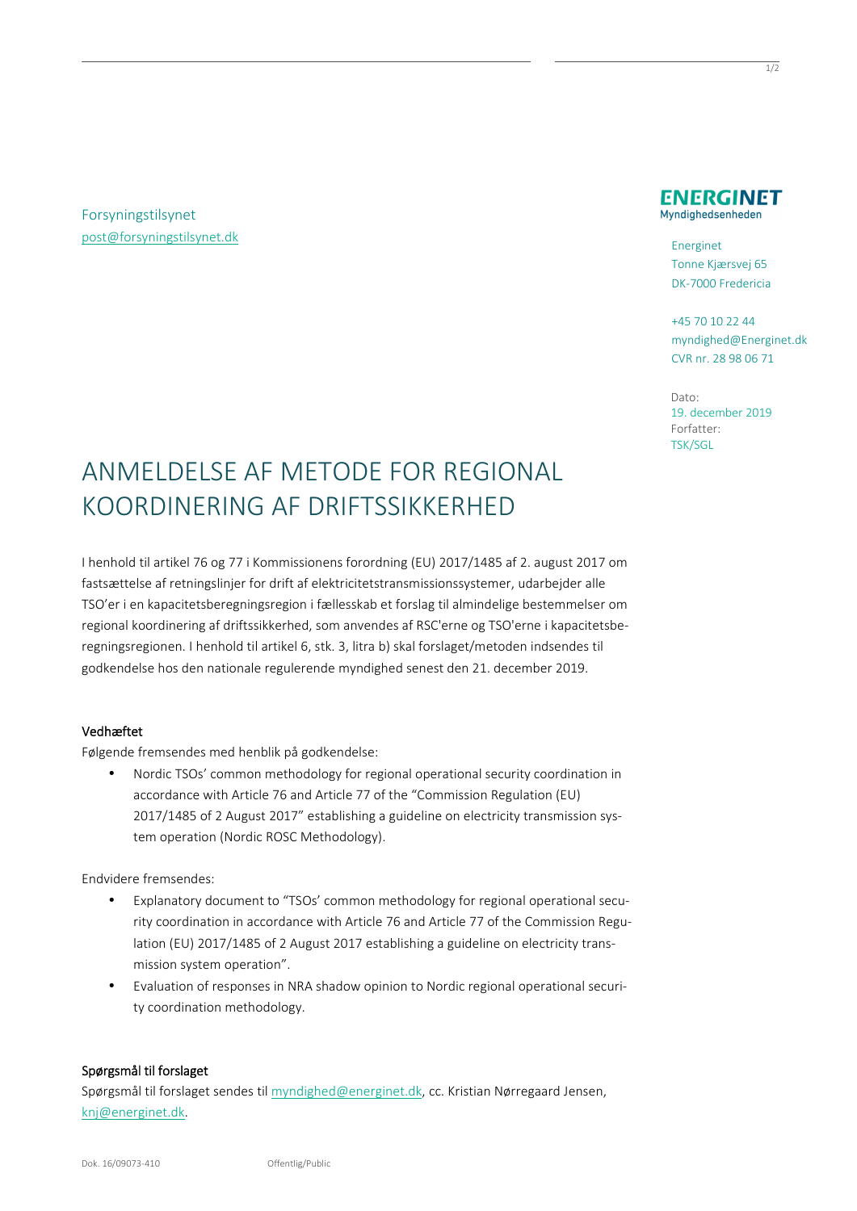Forsyningstilsynet
post@forsyningstilsynet.dk

**ENERGINET**
Myndighedsenheden

Energinet
Tonne Kjærsvej 65
DK-7000 Fredericia

+45 70 10 22 44
myndighed@Energinet.dk
CVR nr. 28 98 06 71

Dato:
19. december 2019
Forfatter:
TSK/SGL

# ANMELDELSE AF METODE FOR REGIONAL KOORDINERING AF DRIFTSSIKKERHED

I henhold til artikel 76 og 77 i Kommissionens forordning (EU) 2017/1485 af 2. august 2017 om fastsættelse af retningslinjer for drift af elektricitetstransmissionssystemer, udarbejder alle TSO'er i en kapacitetsberegningsregion i fællesskab et forslag til almindelige bestemmelser om regional koordinering af driftssikkerhed, som anvendes af RSC'erne og TSO'erne i kapacitetsberegningsregionen. I henhold til artikel 6, stk. 3, litra b) skal forslaget/metoden indsendes til godkendelse hos den nationale regulerende myndighed senest den 21. december 2019.

**Vedhæftet**

Følgende fremsendes med henblik på godkendelse:

- Nordic TSOs' common methodology for regional operational security coordination in accordance with Article 76 and Article 77 of the "Commission Regulation (EU) 2017/1485 of 2 August 2017" establishing a guideline on electricity transmission system operation (Nordic ROSC Methodology).

Endvidere fremsendes:

- Explanatory document to "TSOs' common methodology for regional operational security coordination in accordance with Article 76 and Article 77 of the Commission Regulation (EU) 2017/1485 of 2 August 2017 establishing a guideline on electricity transmission system operation".
- Evaluation of responses in NRA shadow opinion to Nordic regional operational security coordination methodology.

**Spørgsmål til forslaget**

Spørgsmål til forslaget sendes til myndighed@energinet.dk, cc. Kristian Nørregaard Jensen, knj@energinet.dk.

Dok. 16/09073-410 Offentlig/Public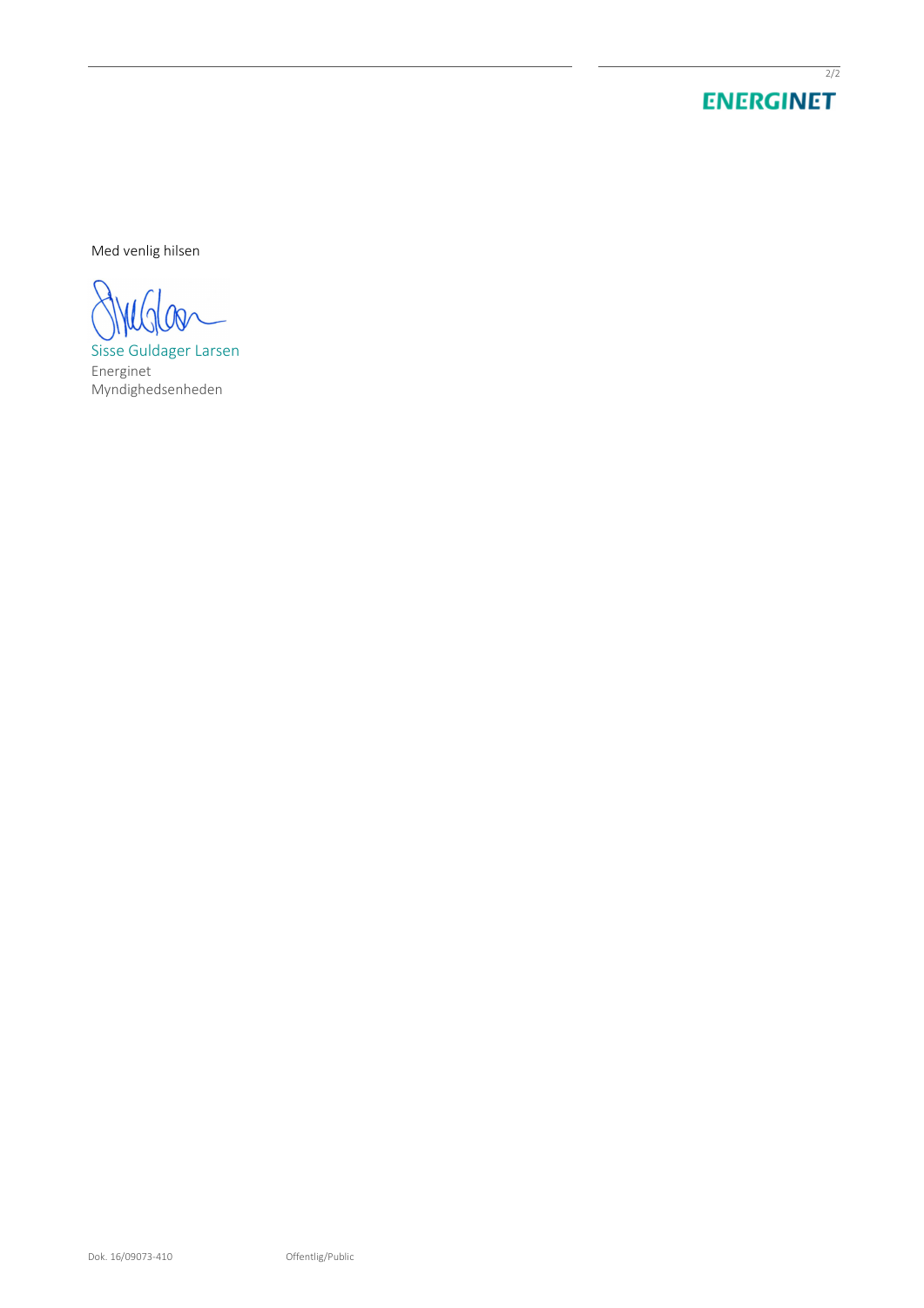Med venlig hilsen

Sisse Guldager Larsen
Energinet
Myndighedsenheden